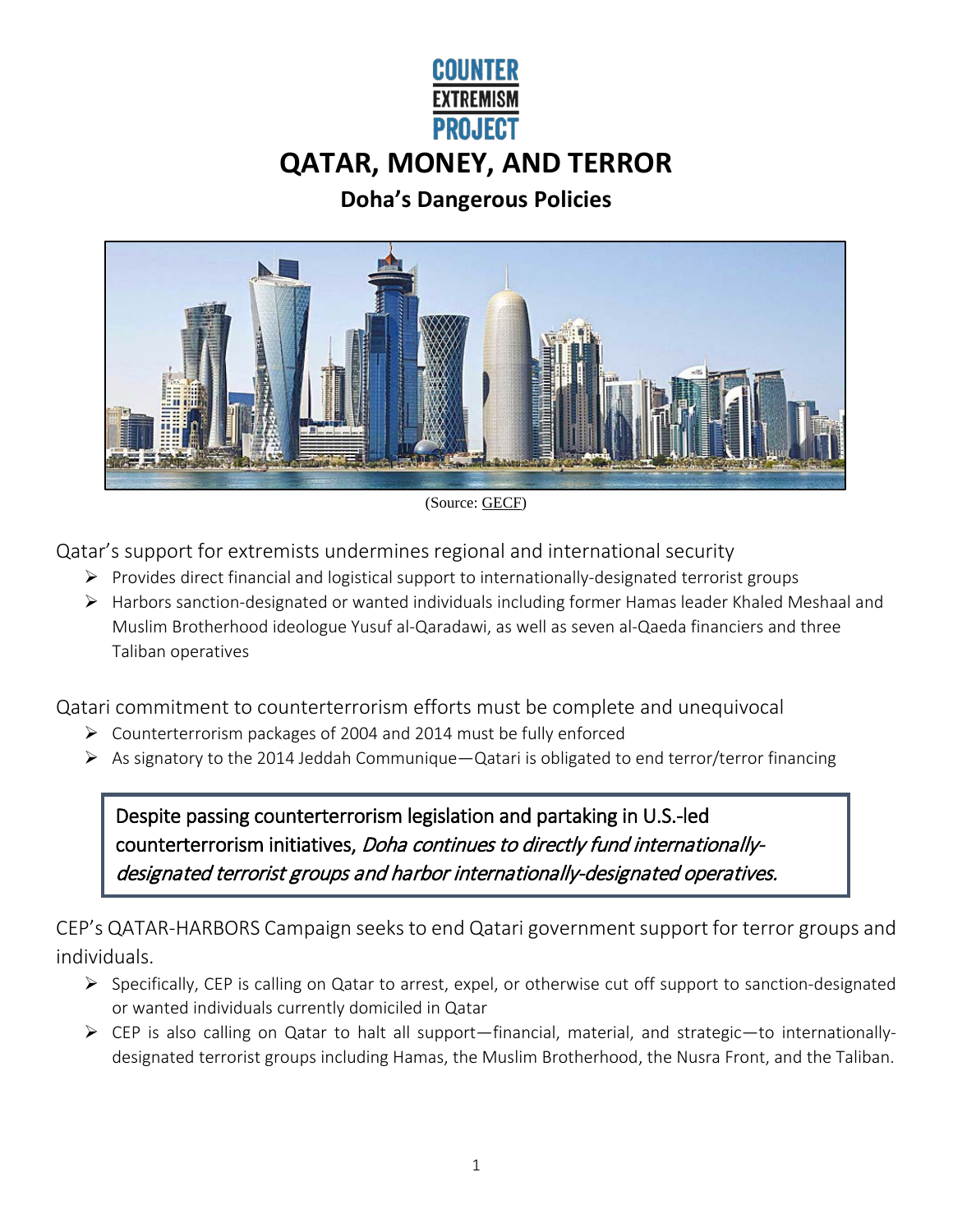COUNTER EXTREMISM PROJECT

# QATAR, MONEY, AND TERROR

## Doha's Dangerous Policies

(Source: GECF)

Qatar's support for extremists undermines regional and international security

- Provides direct financial and logistical support to internationally-designated terrorist groups
- Harbors sanction-designated or wanted individuals including former Hamas leader Khaled Meshaal and Muslim Brotherhood ideologue Yusuf al-Qaradawi, as well as seven al-Qaeda financiers and three Taliban operatives

Qatari commitment to counterterrorism efforts must be complete and unequivocal

- Counterterrorism packages of 2004 and 2014 must be fully enforced
- As signatory to the 2014 Jeddah Communique—Qatari is obligated to end terror/terror financing

> Despite passing counterterrorism legislation and partaking in U.S.-led counterterrorism initiatives, *Doha continues to directly fund internationally-designated terrorist groups and harbor internationally-designated operatives.*

CEP's QATAR-HARBORS Campaign seeks to end Qatari government support for terror groups and individuals.

- Specifically, CEP is calling on Qatar to arrest, expel, or otherwise cut off support to sanction-designated or wanted individuals currently domiciled in Qatar
- CEP is also calling on Qatar to halt all support—financial, material, and strategic—to internationally-designated terrorist groups including Hamas, the Muslim Brotherhood, the Nusra Front, and the Taliban.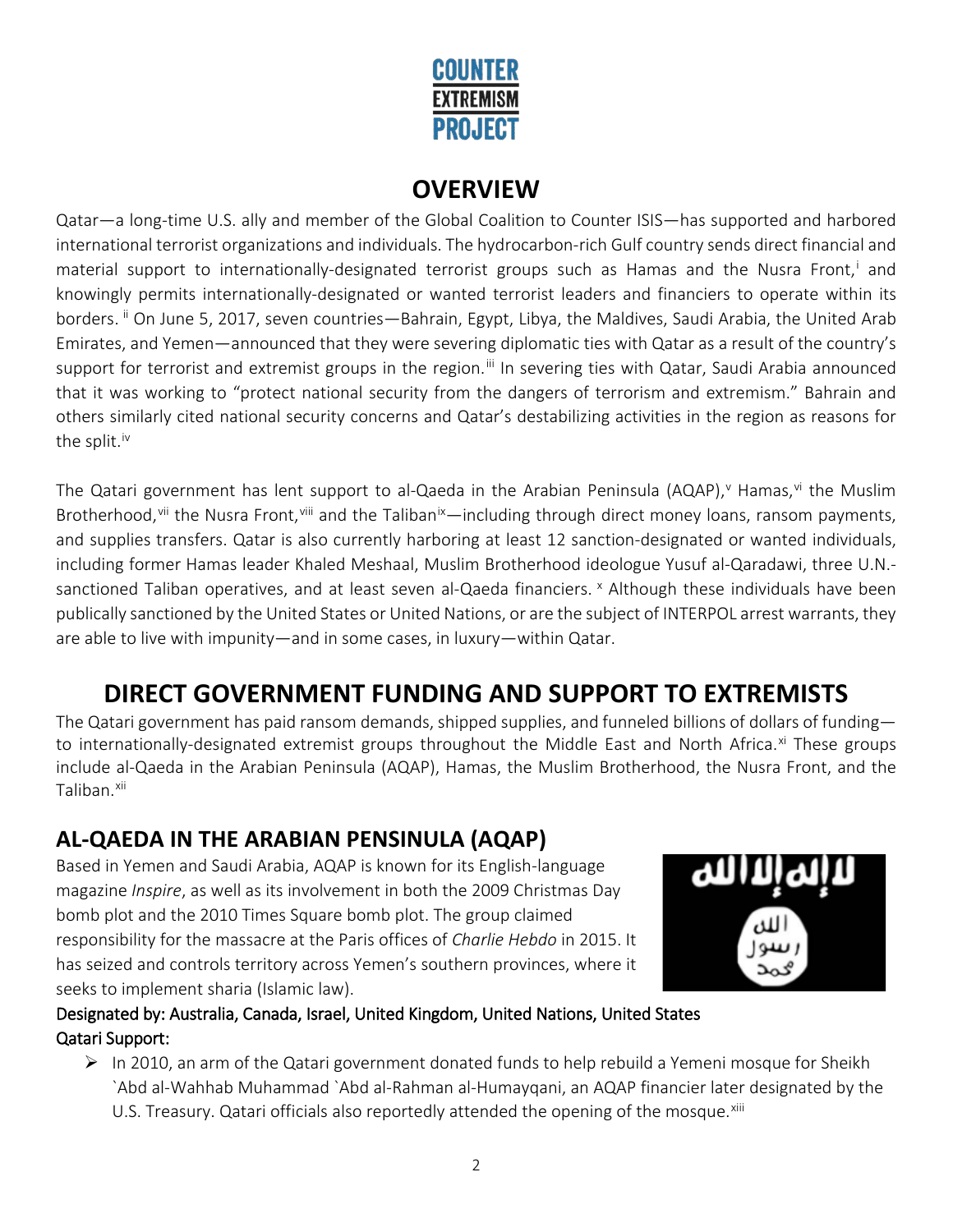# OVERVIEW

Qatar—a long-time U.S. ally and member of the Global Coalition to Counter ISIS—has supported and harbored international terrorist organizations and individuals. The hydrocarbon-rich Gulf country sends direct financial and material support to internationally-designated terrorist groups such as Hamas and the Nusra Front,[i] and knowingly permits internationally-designated or wanted terrorist leaders and financiers to operate within its borders. [ii] On June 5, 2017, seven countries—Bahrain, Egypt, Libya, the Maldives, Saudi Arabia, the United Arab Emirates, and Yemen—announced that they were severing diplomatic ties with Qatar as a result of the country's support for terrorist and extremist groups in the region.[iii] In severing ties with Qatar, Saudi Arabia announced that it was working to "protect national security from the dangers of terrorism and extremism." Bahrain and others similarly cited national security concerns and Qatar's destabilizing activities in the region as reasons for the split.[iv]

The Qatari government has lent support to al-Qaeda in the Arabian Peninsula (AQAP),[v] Hamas,[vi] the Muslim Brotherhood,[vii] the Nusra Front,[viii] and the Taliban[ix]—including through direct money loans, ransom payments, and supplies transfers. Qatar is also currently harboring at least 12 sanction-designated or wanted individuals, including former Hamas leader Khaled Meshaal, Muslim Brotherhood ideologue Yusuf al-Qaradawi, three U.N.-sanctioned Taliban operatives, and at least seven al-Qaeda financiers. [x] Although these individuals have been publically sanctioned by the United States or United Nations, or are the subject of INTERPOL arrest warrants, they are able to live with impunity—and in some cases, in luxury—within Qatar.

# DIRECT GOVERNMENT FUNDING AND SUPPORT TO EXTREMISTS

The Qatari government has paid ransom demands, shipped supplies, and funneled billions of dollars of funding—to internationally-designated extremist groups throughout the Middle East and North Africa.[xi] These groups include al-Qaeda in the Arabian Peninsula (AQAP), Hamas, the Muslim Brotherhood, the Nusra Front, and the Taliban.[xii]

## AL-QAEDA IN THE ARABIAN PENSINULA (AQAP)

Based in Yemen and Saudi Arabia, AQAP is known for its English-language magazine *Inspire*, as well as its involvement in both the 2009 Christmas Day bomb plot and the 2010 Times Square bomb plot. The group claimed responsibility for the massacre at the Paris offices of *Charlie Hebdo* in 2015. It has seized and controls territory across Yemen's southern provinces, where it seeks to implement sharia (Islamic law).

Designated by: Australia, Canada, Israel, United Kingdom, United Nations, United States
Qatari Support:

- In 2010, an arm of the Qatari government donated funds to help rebuild a Yemeni mosque for Sheikh `Abd al-Wahhab Muhammad `Abd al-Rahman al-Humayqani, an AQAP financier later designated by the U.S. Treasury. Qatari officials also reportedly attended the opening of the mosque.[xiii]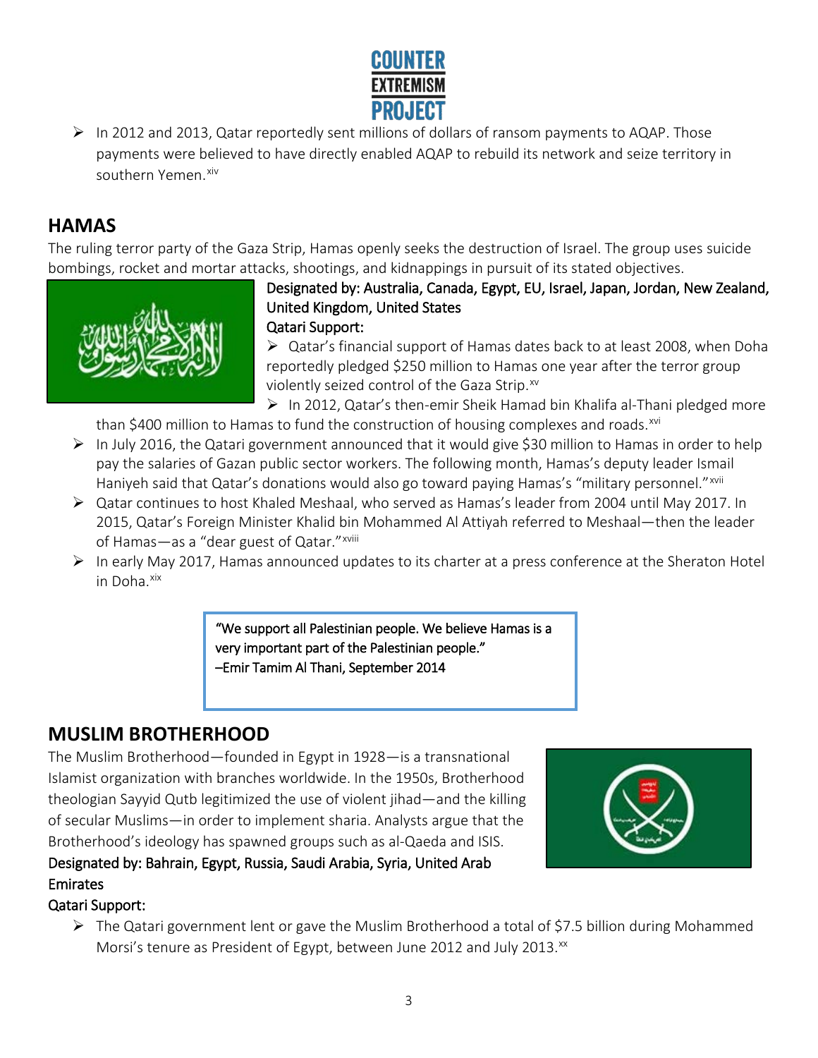- In 2012 and 2013, Qatar reportedly sent millions of dollars of ransom payments to AQAP. Those payments were believed to have directly enabled AQAP to rebuild its network and seize territory in southern Yemen.[xiv]

## HAMAS

The ruling terror party of the Gaza Strip, Hamas openly seeks the destruction of Israel. The group uses suicide bombings, rocket and mortar attacks, shootings, and kidnappings in pursuit of its stated objectives.

**Designated by:** Australia, Canada, Egypt, EU, Israel, Japan, Jordan, New Zealand, United Kingdom, United States

**Qatari Support:**

- Qatar's financial support of Hamas dates back to at least 2008, when Doha reportedly pledged $250 million to Hamas one year after the terror group violently seized control of the Gaza Strip.[xv]
- In 2012, Qatar's then-emir Sheik Hamad bin Khalifa al-Thani pledged more than $400 million to Hamas to fund the construction of housing complexes and roads.[xvi]
- In July 2016, the Qatari government announced that it would give $30 million to Hamas in order to help pay the salaries of Gazan public sector workers. The following month, Hamas's deputy leader Ismail Haniyeh said that Qatar's donations would also go toward paying Hamas's "military personnel."[xvii]
- Qatar continues to host Khaled Meshaal, who served as Hamas's leader from 2004 until May 2017. In 2015, Qatar's Foreign Minister Khalid bin Mohammed Al Attiyah referred to Meshaal—then the leader of Hamas—as a "dear guest of Qatar."[xviii]
- In early May 2017, Hamas announced updates to its charter at a press conference at the Sheraton Hotel in Doha.[xix]

> "We support all Palestinian people. We believe Hamas is a very important part of the Palestinian people."
> –Emir Tamim Al Thani, September 2014

## MUSLIM BROTHERHOOD

The Muslim Brotherhood—founded in Egypt in 1928—is a transnational Islamist organization with branches worldwide. In the 1950s, Brotherhood theologian Sayyid Qutb legitimized the use of violent jihad—and the killing of secular Muslims—in order to implement sharia. Analysts argue that the Brotherhood's ideology has spawned groups such as al-Qaeda and ISIS.

**Designated by:** Bahrain, Egypt, Russia, Saudi Arabia, Syria, United Arab Emirates

**Qatari Support:**

- The Qatari government lent or gave the Muslim Brotherhood a total of $7.5 billion during Mohammed Morsi's tenure as President of Egypt, between June 2012 and July 2013.[xx]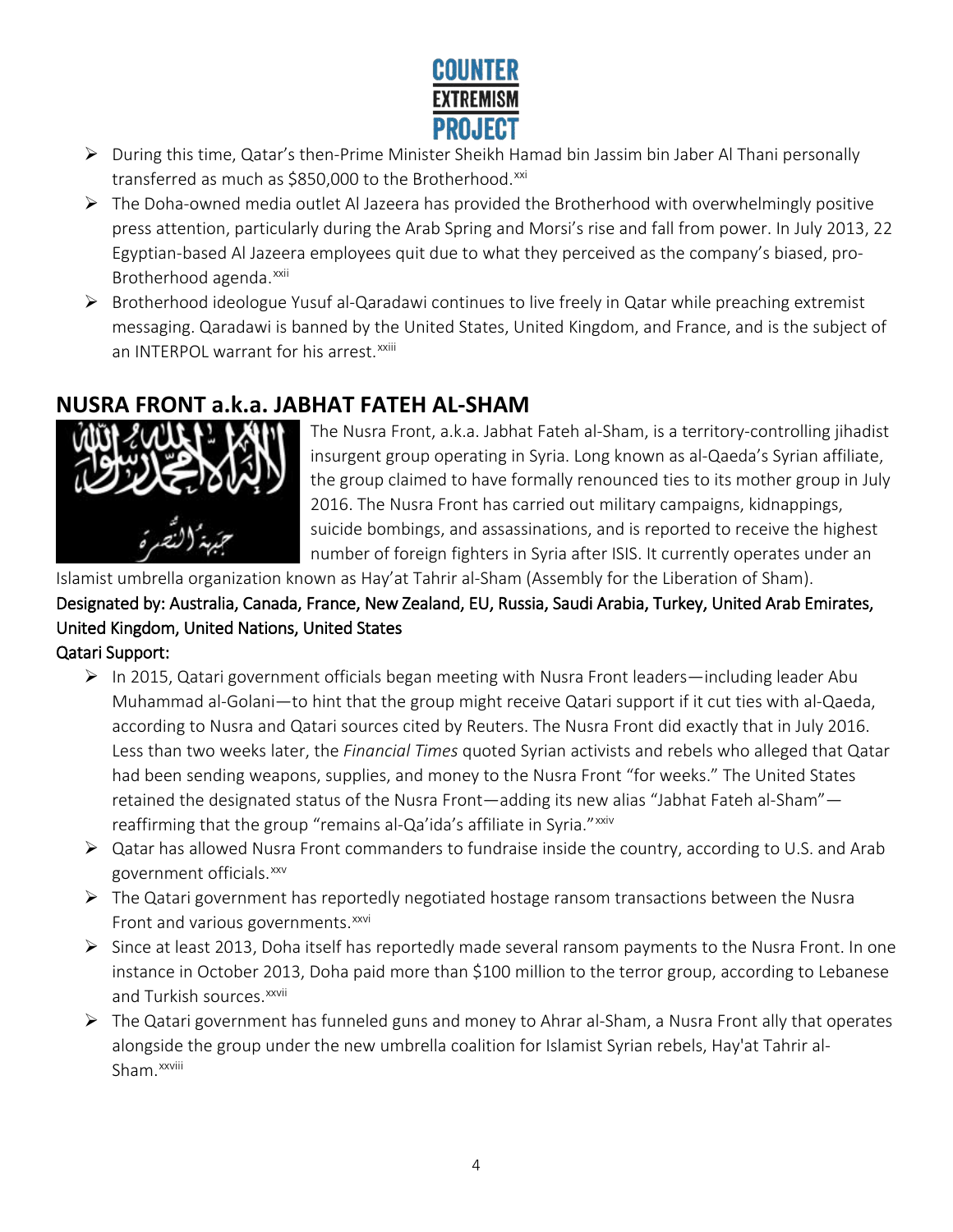- During this time, Qatar's then-Prime Minister Sheikh Hamad bin Jassim bin Jaber Al Thani personally transferred as much as $850,000 to the Brotherhood.[xxi]
- The Doha-owned media outlet Al Jazeera has provided the Brotherhood with overwhelmingly positive press attention, particularly during the Arab Spring and Morsi's rise and fall from power. In July 2013, 22 Egyptian-based Al Jazeera employees quit due to what they perceived as the company's biased, pro-Brotherhood agenda.[xxii]
- Brotherhood ideologue Yusuf al-Qaradawi continues to live freely in Qatar while preaching extremist messaging. Qaradawi is banned by the United States, United Kingdom, and France, and is the subject of an INTERPOL warrant for his arrest.[xxiii]

## NUSRA FRONT a.k.a. JABHAT FATEH AL-SHAM

The Nusra Front, a.k.a. Jabhat Fateh al-Sham, is a territory-controlling jihadist insurgent group operating in Syria. Long known as al-Qaeda's Syrian affiliate, the group claimed to have formally renounced ties to its mother group in July 2016. The Nusra Front has carried out military campaigns, kidnappings, suicide bombings, and assassinations, and is reported to receive the highest number of foreign fighters in Syria after ISIS. It currently operates under an Islamist umbrella organization known as Hay'at Tahrir al-Sham (Assembly for the Liberation of Sham).

Designated by: Australia, Canada, France, New Zealand, EU, Russia, Saudi Arabia, Turkey, United Arab Emirates, United Kingdom, United Nations, United States

Qatari Support:

- In 2015, Qatari government officials began meeting with Nusra Front leaders—including leader Abu Muhammad al-Golani—to hint that the group might receive Qatari support if it cut ties with al-Qaeda, according to Nusra and Qatari sources cited by Reuters. The Nusra Front did exactly that in July 2016. Less than two weeks later, the *Financial Times* quoted Syrian activists and rebels who alleged that Qatar had been sending weapons, supplies, and money to the Nusra Front "for weeks." The United States retained the designated status of the Nusra Front—adding its new alias "Jabhat Fateh al-Sham"—reaffirming that the group "remains al-Qa'ida's affiliate in Syria."[xxiv]
- Qatar has allowed Nusra Front commanders to fundraise inside the country, according to U.S. and Arab government officials.[xxv]
- The Qatari government has reportedly negotiated hostage ransom transactions between the Nusra Front and various governments.[xxvi]
- Since at least 2013, Doha itself has reportedly made several ransom payments to the Nusra Front. In one instance in October 2013, Doha paid more than $100 million to the terror group, according to Lebanese and Turkish sources.[xxvii]
- The Qatari government has funneled guns and money to Ahrar al-Sham, a Nusra Front ally that operates alongside the group under the new umbrella coalition for Islamist Syrian rebels, Hay'at Tahrir al-Sham.[xxviii]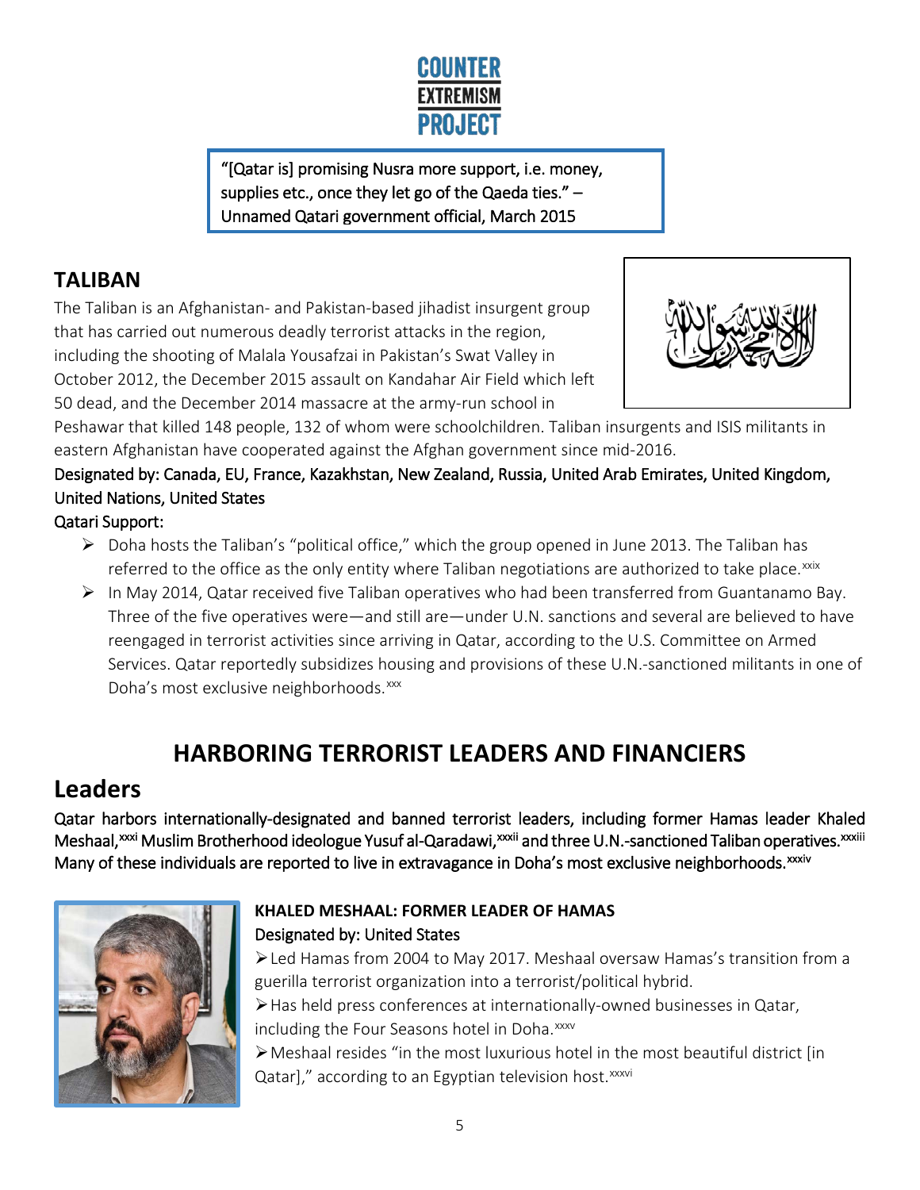"[Qatar is] promising Nusra more support, i.e. money, supplies etc., once they let go of the Qaeda ties." – Unnamed Qatari government official, March 2015

## TALIBAN

The Taliban is an Afghanistan- and Pakistan-based jihadist insurgent group that has carried out numerous deadly terrorist attacks in the region, including the shooting of Malala Yousafzai in Pakistan's Swat Valley in October 2012, the December 2015 assault on Kandahar Air Field which left 50 dead, and the December 2014 massacre at the army-run school in Peshawar that killed 148 people, 132 of whom were schoolchildren. Taliban insurgents and ISIS militants in eastern Afghanistan have cooperated against the Afghan government since mid-2016.

Designated by: Canada, EU, France, Kazakhstan, New Zealand, Russia, United Arab Emirates, United Kingdom, United Nations, United States

Qatari Support:

- Doha hosts the Taliban's "political office," which the group opened in June 2013. The Taliban has referred to the office as the only entity where Taliban negotiations are authorized to take place.[xxix]
- In May 2014, Qatar received five Taliban operatives who had been transferred from Guantanamo Bay. Three of the five operatives were—and still are—under U.N. sanctions and several are believed to have reengaged in terrorist activities since arriving in Qatar, according to the U.S. Committee on Armed Services. Qatar reportedly subsidizes housing and provisions of these U.N.-sanctioned militants in one of Doha's most exclusive neighborhoods.[xxx]

# HARBORING TERRORIST LEADERS AND FINANCIERS

## Leaders

Qatar harbors internationally-designated and banned terrorist leaders, including former Hamas leader Khaled Meshaal,[xxxi] Muslim Brotherhood ideologue Yusuf al-Qaradawi,[xxxii] and three U.N.-sanctioned Taliban operatives.[xxxiii] Many of these individuals are reported to live in extravagance in Doha's most exclusive neighborhoods.[xxxiv]

### KHALED MESHAAL: FORMER LEADER OF HAMAS

Designated by: United States

- Led Hamas from 2004 to May 2017. Meshaal oversaw Hamas's transition from a guerilla terrorist organization into a terrorist/political hybrid.
- Has held press conferences at internationally-owned businesses in Qatar, including the Four Seasons hotel in Doha.[xxxv]
- Meshaal resides "in the most luxurious hotel in the most beautiful district [in Qatar]," according to an Egyptian television host.[xxxvi]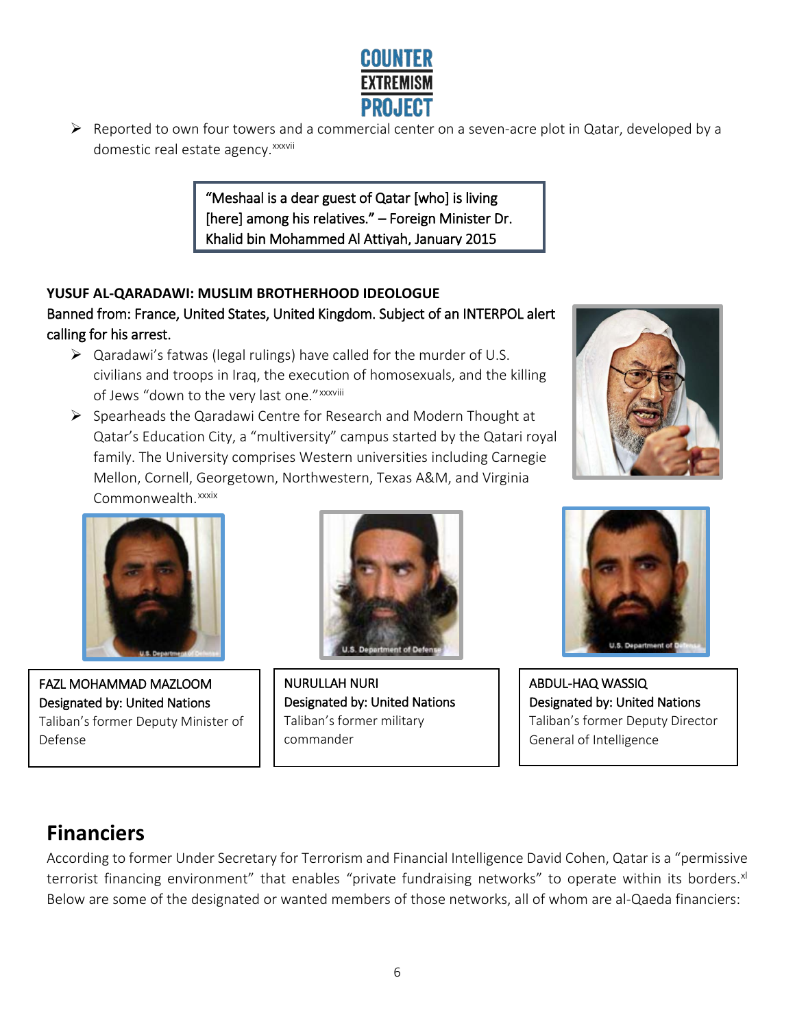- Reported to own four towers and a commercial center on a seven-acre plot in Qatar, developed by a domestic real estate agency.[xxxvii]

> "Meshaal is a dear guest of Qatar [who] is living [here] among his relatives." – Foreign Minister Dr. Khalid bin Mohammed Al Attiyah, January 2015

**YUSUF AL-QARADAWI: MUSLIM BROTHERHOOD IDEOLOGUE**

Banned from: France, United States, United Kingdom. Subject of an INTERPOL alert calling for his arrest.

- Qaradawi's fatwas (legal rulings) have called for the murder of U.S. civilians and troops in Iraq, the execution of homosexuals, and the killing of Jews "down to the very last one."[xxxviii]
- Spearheads the Qaradawi Centre for Research and Modern Thought at Qatar's Education City, a "multiversity" campus started by the Qatari royal family. The University comprises Western universities including Carnegie Mellon, Cornell, Georgetown, Northwestern, Texas A&M, and Virginia Commonwealth.[xxxix]

FAZL MOHAMMAD MAZLOOM
Designated by: United Nations
Taliban's former Deputy Minister of Defense

NURULLAH NURI
Designated by: United Nations
Taliban's former military commander

ABDUL-HAQ WASSIQ
Designated by: United Nations
Taliban's former Deputy Director General of Intelligence

## Financiers

According to former Under Secretary for Terrorism and Financial Intelligence David Cohen, Qatar is a "permissive terrorist financing environment" that enables "private fundraising networks" to operate within its borders.[xl] Below are some of the designated or wanted members of those networks, all of whom are al-Qaeda financiers: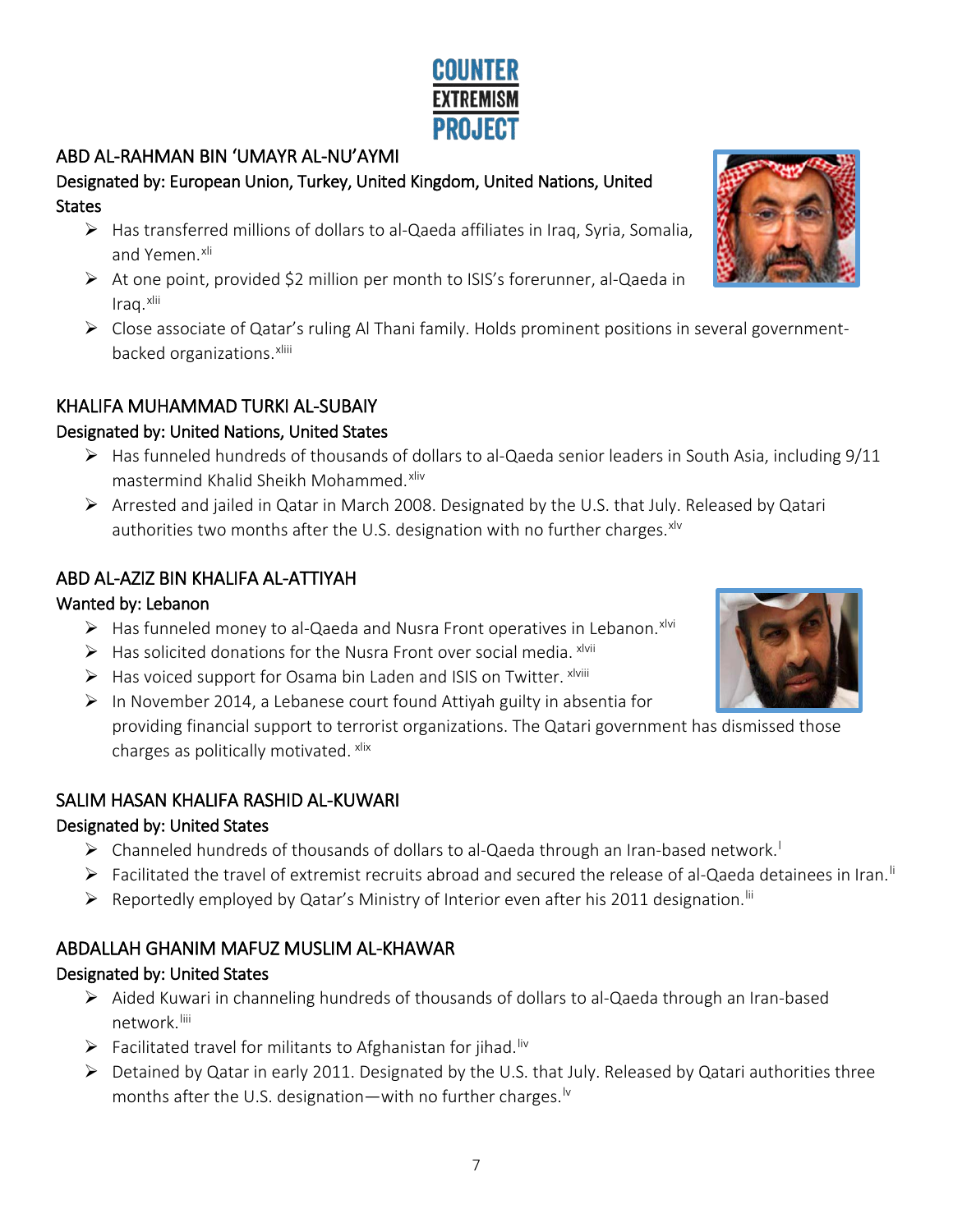## ABD AL-RAHMAN BIN 'UMAYR AL-NU'AYMI

### Designated by: European Union, Turkey, United Kingdom, United Nations, United States

- Has transferred millions of dollars to al-Qaeda affiliates in Iraq, Syria, Somalia, and Yemen.[xli]
- At one point, provided $2 million per month to ISIS's forerunner, al-Qaeda in Iraq.[xlii]
- Close associate of Qatar's ruling Al Thani family. Holds prominent positions in several government-backed organizations.[xliii]

## KHALIFA MUHAMMAD TURKI AL-SUBAIY

### Designated by: United Nations, United States

- Has funneled hundreds of thousands of dollars to al-Qaeda senior leaders in South Asia, including 9/11 mastermind Khalid Sheikh Mohammed.[xliv]
- Arrested and jailed in Qatar in March 2008. Designated by the U.S. that July. Released by Qatari authorities two months after the U.S. designation with no further charges.[xlv]

## ABD AL-AZIZ BIN KHALIFA AL-ATTIYAH

### Wanted by: Lebanon

- Has funneled money to al-Qaeda and Nusra Front operatives in Lebanon.[xlvi]
- Has solicited donations for the Nusra Front over social media. [xlvii]
- Has voiced support for Osama bin Laden and ISIS on Twitter. [xlviii]
- In November 2014, a Lebanese court found Attiyah guilty in absentia for providing financial support to terrorist organizations. The Qatari government has dismissed those charges as politically motivated. [xlix]

## SALIM HASAN KHALIFA RASHID AL-KUWARI

### Designated by: United States

- Channeled hundreds of thousands of dollars to al-Qaeda through an Iran-based network.[l]
- Facilitated the travel of extremist recruits abroad and secured the release of al-Qaeda detainees in Iran.[li]
- Reportedly employed by Qatar's Ministry of Interior even after his 2011 designation.[lii]

## ABDALLAH GHANIM MAFUZ MUSLIM AL-KHAWAR

### Designated by: United States

- Aided Kuwari in channeling hundreds of thousands of dollars to al-Qaeda through an Iran-based network.[liii]
- Facilitated travel for militants to Afghanistan for jihad.[liv]
- Detained by Qatar in early 2011. Designated by the U.S. that July. Released by Qatari authorities three months after the U.S. designation—with no further charges.[lv]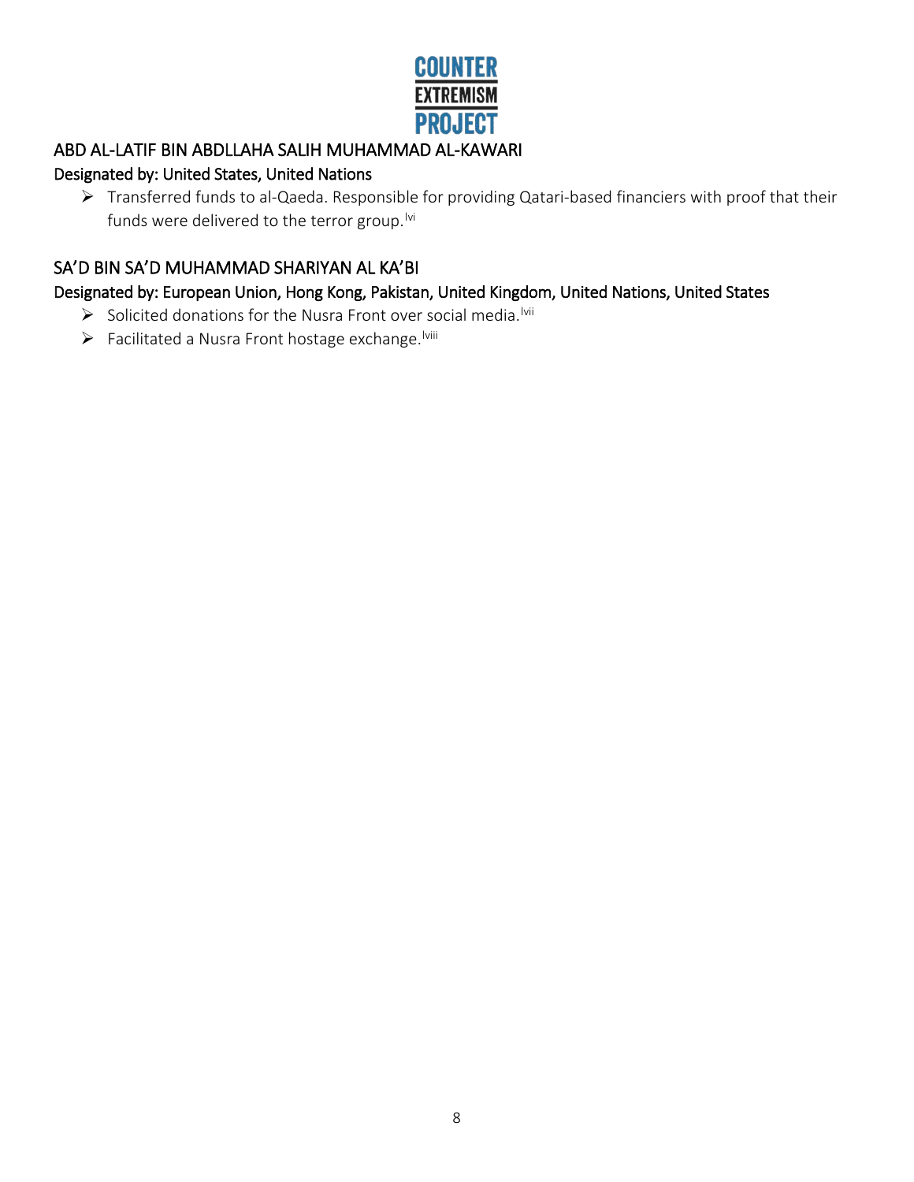## ABD AL-LATIF BIN ABDLLAHA SALIH MUHAMMAD AL-KAWARI

### Designated by: United States, United Nations

- Transferred funds to al-Qaeda. Responsible for providing Qatari-based financiers with proof that their funds were delivered to the terror group.[lvi]

## SA'D BIN SA'D MUHAMMAD SHARIYAN AL KA'BI

### Designated by: European Union, Hong Kong, Pakistan, United Kingdom, United Nations, United States

- Solicited donations for the Nusra Front over social media.[lvii]
- Facilitated a Nusra Front hostage exchange.[lviii]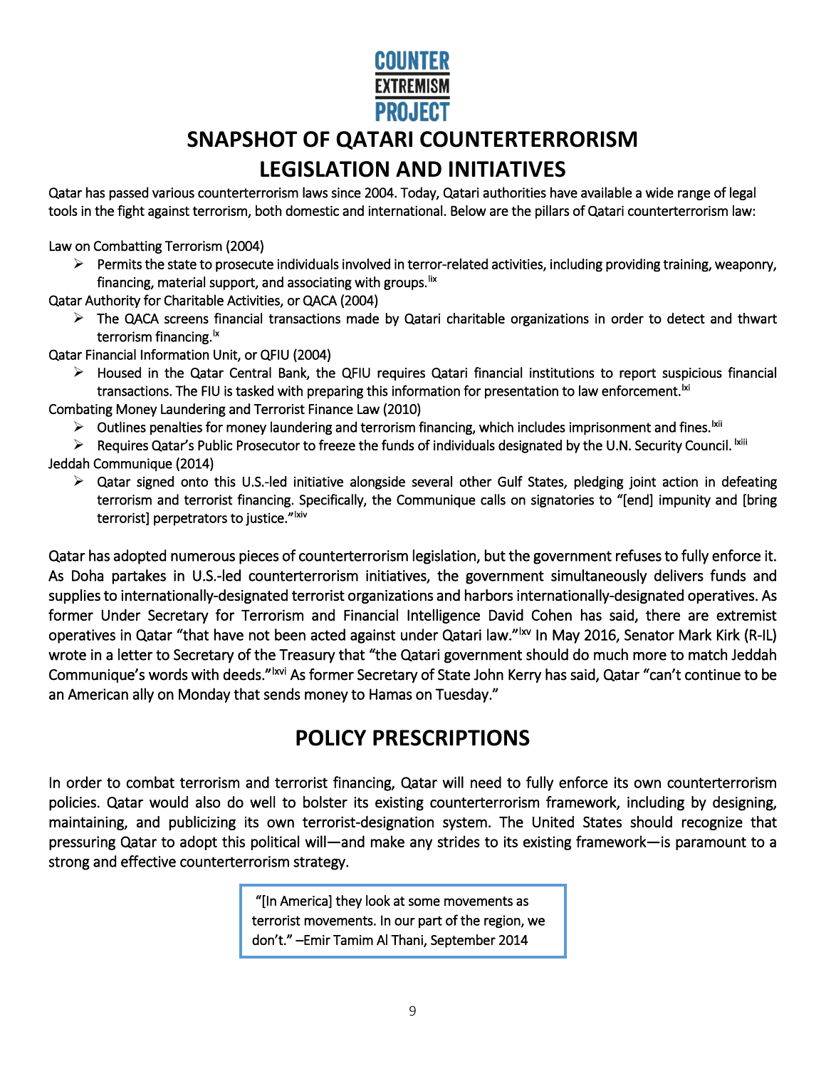COUNTER EXTREMISM PROJECT

# SNAPSHOT OF QATARI COUNTERTERRORISM LEGISLATION AND INITIATIVES

Qatar has passed various counterterrorism laws since 2004. Today, Qatari authorities have available a wide range of legal tools in the fight against terrorism, both domestic and international. Below are the pillars of Qatari counterterrorism law:

Law on Combatting Terrorism (2004)

- Permits the state to prosecute individuals involved in terror-related activities, including providing training, weaponry, financing, material support, and associating with groups.[lix]

Qatar Authority for Charitable Activities, or QACA (2004)

- The QACA screens financial transactions made by Qatari charitable organizations in order to detect and thwart terrorism financing.[lx]

Qatar Financial Information Unit, or QFIU (2004)

- Housed in the Qatar Central Bank, the QFIU requires Qatari financial institutions to report suspicious financial transactions. The FIU is tasked with preparing this information for presentation to law enforcement.[lxi]

Combating Money Laundering and Terrorist Finance Law (2010)

- Outlines penalties for money laundering and terrorism financing, which includes imprisonment and fines.[lxii]
- Requires Qatar's Public Prosecutor to freeze the funds of individuals designated by the U.N. Security Council.[lxiii]

Jeddah Communique (2014)

- Qatar signed onto this U.S.-led initiative alongside several other Gulf States, pledging joint action in defeating terrorism and terrorist financing. Specifically, the Communique calls on signatories to "[end] impunity and [bring terrorist] perpetrators to justice."[lxiv]

Qatar has adopted numerous pieces of counterterrorism legislation, but the government refuses to fully enforce it. As Doha partakes in U.S.-led counterterrorism initiatives, the government simultaneously delivers funds and supplies to internationally-designated terrorist organizations and harbors internationally-designated operatives. As former Under Secretary for Terrorism and Financial Intelligence David Cohen has said, there are extremist operatives in Qatar "that have not been acted against under Qatari law."[lxv] In May 2016, Senator Mark Kirk (R-IL) wrote in a letter to Secretary of the Treasury that "the Qatari government should do much more to match Jeddah Communique's words with deeds."[lxvi] As former Secretary of State John Kerry has said, Qatar "can't continue to be an American ally on Monday that sends money to Hamas on Tuesday."

## POLICY PRESCRIPTIONS

In order to combat terrorism and terrorist financing, Qatar will need to fully enforce its own counterterrorism policies. Qatar would also do well to bolster its existing counterterrorism framework, including by designing, maintaining, and publicizing its own terrorist-designation system. The United States should recognize that pressuring Qatar to adopt this political will—and make any strides to its existing framework—is paramount to a strong and effective counterterrorism strategy.

> "[In America] they look at some movements as terrorist movements. In our part of the region, we don't." –Emir Tamim Al Thani, September 2014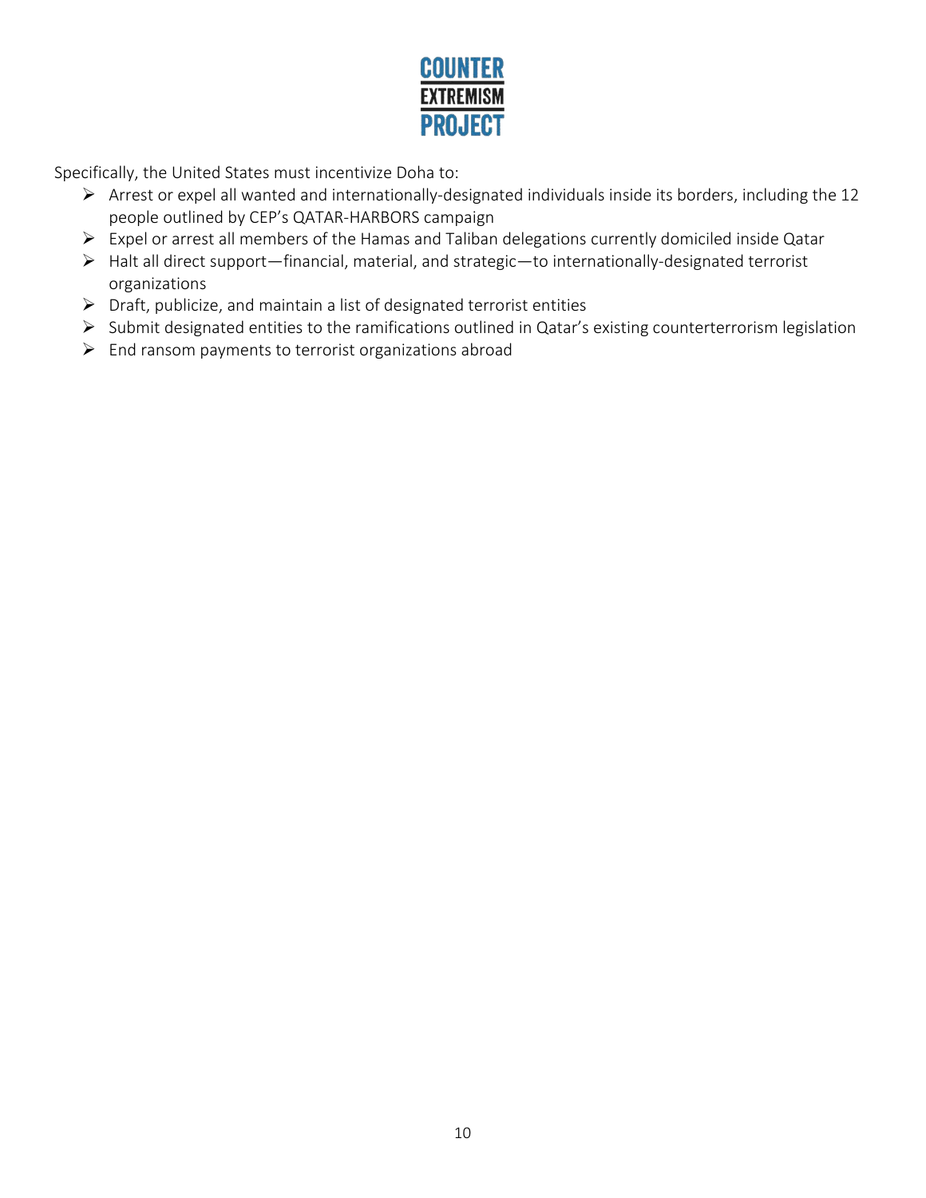Specifically, the United States must incentivize Doha to:

- Arrest or expel all wanted and internationally-designated individuals inside its borders, including the 12 people outlined by CEP's QATAR-HARBORS campaign
- Expel or arrest all members of the Hamas and Taliban delegations currently domiciled inside Qatar
- Halt all direct support—financial, material, and strategic—to internationally-designated terrorist organizations
- Draft, publicize, and maintain a list of designated terrorist entities
- Submit designated entities to the ramifications outlined in Qatar's existing counterterrorism legislation
- End ransom payments to terrorist organizations abroad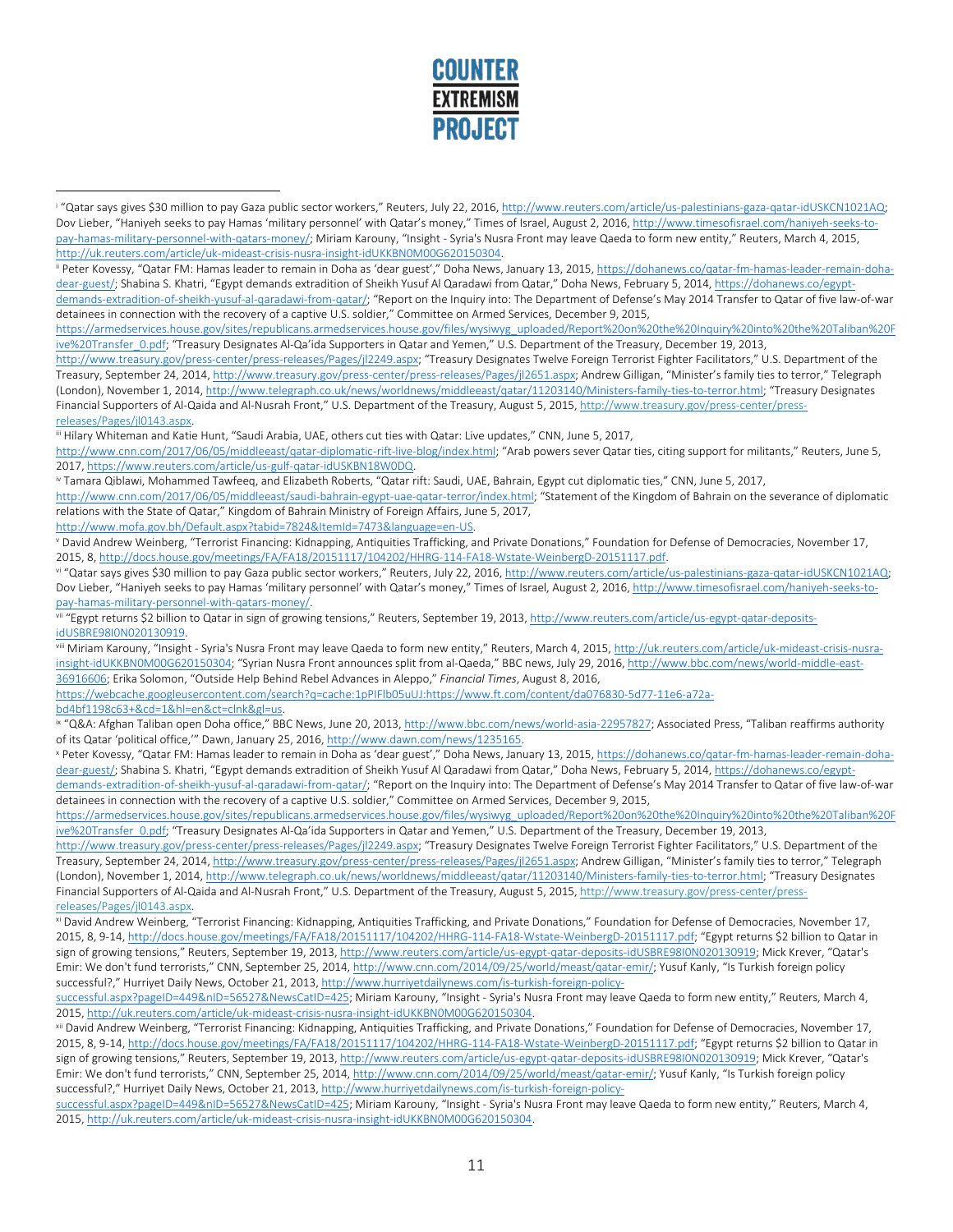[i] "Qatar says gives $30 million to pay Gaza public sector workers," Reuters, July 22, 2016, http://www.reuters.com/article/us-palestinians-gaza-qatar-idUSKCN1021AQ; Dov Lieber, "Haniyeh seeks to pay Hamas 'military personnel' with Qatar's money," Times of Israel, August 2, 2016, http://www.timesofisrael.com/haniyeh-seeks-to-pay-hamas-military-personnel-with-qatars-money/; Miriam Karouny, "Insight - Syria's Nusra Front may leave Qaeda to form new entity," Reuters, March 4, 2015, http://uk.reuters.com/article/uk-mideast-crisis-nusra-insight-idUKKBN0M00G620150304.

[ii] Peter Kovessy, "Qatar FM: Hamas leader to remain in Doha as 'dear guest'," Doha News, January 13, 2015, https://dohanews.co/qatar-fm-hamas-leader-remain-doha-dear-guest/; Shabina S. Khatri, "Egypt demands extradition of Sheikh Yusuf Al Qaradawi from Qatar," Doha News, February 5, 2014, https://dohanews.co/egypt-demands-extradition-of-sheikh-yusuf-al-qaradawi-from-qatar/; "Report on the Inquiry into: The Department of Defense's May 2014 Transfer to Qatar of five law-of-war detainees in connection with the recovery of a captive U.S. soldier," Committee on Armed Services, December 9, 2015, https://armedservices.house.gov/sites/republicans.armedservices.house.gov/files/wysiwyg_uploaded/Report%20on%20the%20Inquiry%20into%20the%20Taliban%20Five%20Transfer_0.pdf; "Treasury Designates Al-Qa'ida Supporters in Qatar and Yemen," U.S. Department of the Treasury, December 19, 2013, http://www.treasury.gov/press-center/press-releases/Pages/jl2249.aspx; "Treasury Designates Twelve Foreign Terrorist Fighter Facilitators," U.S. Department of the Treasury, September 24, 2014, http://www.treasury.gov/press-center/press-releases/Pages/jl2651.aspx; Andrew Gilligan, "Minister's family ties to terror," Telegraph (London), November 1, 2014, http://www.telegraph.co.uk/news/worldnews/middleeast/qatar/11203140/Ministers-family-ties-to-terror.html; "Treasury Designates Financial Supporters of Al-Qaida and Al-Nusrah Front," U.S. Department of the Treasury, August 5, 2015, http://www.treasury.gov/press-center/press-releases/Pages/jl0143.aspx.

[iii] Hilary Whiteman and Katie Hunt, "Saudi Arabia, UAE, others cut ties with Qatar: Live updates," CNN, June 5, 2017, http://www.cnn.com/2017/06/05/middleeast/qatar-diplomatic-rift-live-blog/index.html; "Arab powers sever Qatar ties, citing support for militants," Reuters, June 5, 2017, https://www.reuters.com/article/us-gulf-qatar-idUSKBN18W0DQ.

[iv] Tamara Qiblawi, Mohammed Tawfeeq, and Elizabeth Roberts, "Qatar rift: Saudi, UAE, Bahrain, Egypt cut diplomatic ties," CNN, June 5, 2017, http://www.cnn.com/2017/06/05/middleeast/saudi-bahrain-egypt-uae-qatar-terror/index.html; "Statement of the Kingdom of Bahrain on the severance of diplomatic relations with the State of Qatar," Kingdom of Bahrain Ministry of Foreign Affairs, June 5, 2017, http://www.mofa.gov.bh/Default.aspx?tabid=7824&ItemId=7473&language=en-US.

[v] David Andrew Weinberg, "Terrorist Financing: Kidnapping, Antiquities Trafficking, and Private Donations," Foundation for Defense of Democracies, November 17, 2015, 8, http://docs.house.gov/meetings/FA/FA18/20151117/104202/HHRG-114-FA18-Wstate-WeinbergD-20151117.pdf.

[vi] "Qatar says gives $30 million to pay Gaza public sector workers," Reuters, July 22, 2016, http://www.reuters.com/article/us-palestinians-gaza-qatar-idUSKCN1021AQ; Dov Lieber, "Haniyeh seeks to pay Hamas 'military personnel' with Qatar's money," Times of Israel, August 2, 2016, http://www.timesofisrael.com/haniyeh-seeks-to-pay-hamas-military-personnel-with-qatars-money/.

[vii] "Egypt returns $2 billion to Qatar in sign of growing tensions," Reuters, September 19, 2013, http://www.reuters.com/article/us-egypt-qatar-deposits-idUSBRE98I0N020130919.

[viii] Miriam Karouny, "Insight - Syria's Nusra Front may leave Qaeda to form new entity," Reuters, March 4, 2015, http://uk.reuters.com/article/uk-mideast-crisis-nusra-insight-idUKKBN0M00G620150304; "Syrian Nusra Front announces split from al-Qaeda," BBC news, July 29, 2016, http://www.bbc.com/news/world-middle-east-36916606; Erika Solomon, "Outside Help Behind Rebel Advances in Aleppo," *Financial Times*, August 8, 2016, https://webcache.googleusercontent.com/search?q=cache:1pPIFlb05uUJ:https://www.ft.com/content/da076830-5d77-11e6-a72a-bd4bf1198c63+&cd=1&hl=en&ct=clnk&gl=us.

[ix] "Q&A: Afghan Taliban open Doha office," BBC News, June 20, 2013, http://www.bbc.com/news/world-asia-22957827; Associated Press, "Taliban reaffirms authority of its Qatar 'political office,'" Dawn, January 25, 2016, http://www.dawn.com/news/1235165.

[x] Peter Kovessy, "Qatar FM: Hamas leader to remain in Doha as 'dear guest'," Doha News, January 13, 2015, https://dohanews.co/qatar-fm-hamas-leader-remain-doha-dear-guest/; Shabina S. Khatri, "Egypt demands extradition of Sheikh Yusuf Al Qaradawi from Qatar," Doha News, February 5, 2014, https://dohanews.co/egypt-demands-extradition-of-sheikh-yusuf-al-qaradawi-from-qatar/; "Report on the Inquiry into: The Department of Defense's May 2014 Transfer to Qatar of five law-of-war detainees in connection with the recovery of a captive U.S. soldier," Committee on Armed Services, December 9, 2015, https://armedservices.house.gov/sites/republicans.armedservices.house.gov/files/wysiwyg_uploaded/Report%20on%20the%20Inquiry%20into%20the%20Taliban%20Five%20Transfer_0.pdf; "Treasury Designates Al-Qa'ida Supporters in Qatar and Yemen," U.S. Department of the Treasury, December 19, 2013, http://www.treasury.gov/press-center/press-releases/Pages/jl2249.aspx; "Treasury Designates Twelve Foreign Terrorist Fighter Facilitators," U.S. Department of the Treasury, September 24, 2014, http://www.treasury.gov/press-center/press-releases/Pages/jl2651.aspx; Andrew Gilligan, "Minister's family ties to terror," Telegraph (London), November 1, 2014, http://www.telegraph.co.uk/news/worldnews/middleeast/qatar/11203140/Ministers-family-ties-to-terror.html; "Treasury Designates Financial Supporters of Al-Qaida and Al-Nusrah Front," U.S. Department of the Treasury, August 5, 2015, http://www.treasury.gov/press-center/press-releases/Pages/jl0143.aspx.

[xi] David Andrew Weinberg, "Terrorist Financing: Kidnapping, Antiquities Trafficking, and Private Donations," Foundation for Defense of Democracies, November 17, 2015, 8, 9-14, http://docs.house.gov/meetings/FA/FA18/20151117/104202/HHRG-114-FA18-Wstate-WeinbergD-20151117.pdf; "Egypt returns $2 billion to Qatar in sign of growing tensions," Reuters, September 19, 2013, http://www.reuters.com/article/us-egypt-qatar-deposits-idUSBRE98I0N020130919; Mick Krever, "Qatar's Emir: We don't fund terrorists," CNN, September 25, 2014, http://www.cnn.com/2014/09/25/world/meast/qatar-emir/; Yusuf Kanly, "Is Turkish foreign policy successful?," Hurriyet Daily News, October 21, 2013, http://www.hurriyetdailynews.com/is-turkish-foreign-policy-successful.aspx?pageID=449&nID=56527&NewsCatID=425; Miriam Karouny, "Insight - Syria's Nusra Front may leave Qaeda to form new entity," Reuters, March 4, 2015, http://uk.reuters.com/article/uk-mideast-crisis-nusra-insight-idUKKBN0M00G620150304.

[xii] David Andrew Weinberg, "Terrorist Financing: Kidnapping, Antiquities Trafficking, and Private Donations," Foundation for Defense of Democracies, November 17, 2015, 8, 9-14, http://docs.house.gov/meetings/FA/FA18/20151117/104202/HHRG-114-FA18-Wstate-WeinbergD-20151117.pdf; "Egypt returns $2 billion to Qatar in sign of growing tensions," Reuters, September 19, 2013, http://www.reuters.com/article/us-egypt-qatar-deposits-idUSBRE98I0N020130919; Mick Krever, "Qatar's Emir: We don't fund terrorists," CNN, September 25, 2014, http://www.cnn.com/2014/09/25/world/meast/qatar-emir/; Yusuf Kanly, "Is Turkish foreign policy successful?," Hurriyet Daily News, October 21, 2013, http://www.hurriyetdailynews.com/is-turkish-foreign-policy-successful.aspx?pageID=449&nID=56527&NewsCatID=425; Miriam Karouny, "Insight - Syria's Nusra Front may leave Qaeda to form new entity," Reuters, March 4, 2015, http://uk.reuters.com/article/uk-mideast-crisis-nusra-insight-idUKKBN0M00G620150304.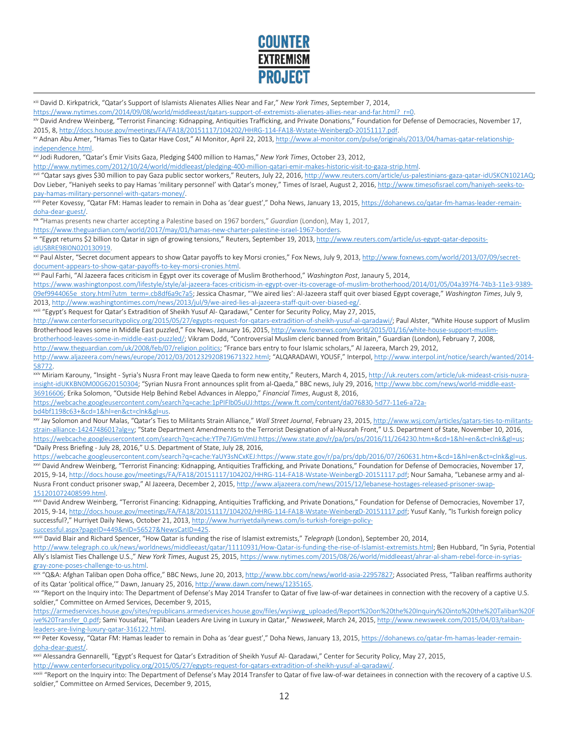[xiii] David D. Kirkpatrick, "Qatar's Support of Islamists Alienates Allies Near and Far," *New York Times*, September 7, 2014, https://www.nytimes.com/2014/09/08/world/middleeast/qatars-support-of-extremists-alienates-allies-near-and-far.html?_r=0.

[xiv] David Andrew Weinberg, "Terrorist Financing: Kidnapping, Antiquities Trafficking, and Private Donations," Foundation for Defense of Democracies, November 17, 2015, 8, http://docs.house.gov/meetings/FA/FA18/20151117/104202/HHRG-114-FA18-Wstate-WeinbergD-20151117.pdf.

[xv] Adnan Abu Amer, "Hamas Ties to Qatar Have Cost," Al Monitor, April 22, 2013, http://www.al-monitor.com/pulse/originals/2013/04/hamas-qatar-relationship-independence.html.

[xvi] Jodi Rudoren, "Qatar's Emir Visits Gaza, Pledging $400 million to Hamas," *New York Times*, October 23, 2012, http://www.nytimes.com/2012/10/24/world/middleeast/pledging-400-million-qatari-emir-makes-historic-visit-to-gaza-strip.html.

[xvii] "Qatar says gives $30 million to pay Gaza public sector workers," Reuters, July 22, 2016, http://www.reuters.com/article/us-palestinians-gaza-qatar-idUSKCN1021AQ; Dov Lieber, "Haniyeh seeks to pay Hamas 'military personnel' with Qatar's money," Times of Israel, August 2, 2016, http://www.timesofisrael.com/haniyeh-seeks-to-pay-hamas-military-personnel-with-qatars-money/.

[xviii] Peter Kovessy, "Qatar FM: Hamas leader to remain in Doha as 'dear guest'," Doha News, January 13, 2015, https://dohanews.co/qatar-fm-hamas-leader-remain-doha-dear-guest/.

[xix] "Hamas presents new charter accepting a Palestine based on 1967 borders," *Guardian* (London), May 1, 2017, https://www.theguardian.com/world/2017/may/01/hamas-new-charter-palestine-israel-1967-borders.

[xx] "Egypt returns $2 billion to Qatar in sign of growing tensions," Reuters, September 19, 2013, http://www.reuters.com/article/us-egypt-qatar-deposits-idUSBRE98I0N020130919.

[xxi] Paul Alster, "Secret document appears to show Qatar payoffs to key Morsi cronies," Fox News, July 9, 2013, http://www.foxnews.com/world/2013/07/09/secret-document-appears-to-show-qatar-payoffs-to-key-morsi-cronies.html.

[xxii] Paul Farhi, "Al Jazeera faces criticism in Egypt over its coverage of Muslim Brotherhood," *Washington Post*, Janaury 5, 2014, https://www.washingtonpost.com/lifestyle/style/al-jazeera-faces-criticism-in-egypt-over-its-coverage-of-muslim-brotherhood/2014/01/05/04a397f4-74b3-11e3-9389-09ef9944065e_story.html?utm_term=.cb8df6a9c7a5; Jessica Chasmar, "'We aired lies': Al-Jazeera staff quit over biased Egypt coverage," *Washington Times*, July 9, 2013, http://www.washingtontimes.com/news/2013/jul/9/we-aired-lies-al-jazeera-staff-quit-over-biased-eg/.

[xxiii] "Egypt's Request for Qatar's Extradition of Sheikh Yusuf Al- Qaradawi," Center for Security Policy, May 27, 2015, http://www.centerforsecuritypolicy.org/2015/05/27/egypts-request-for-qatars-extradition-of-sheikh-yusuf-al-qaradawi/; Paul Alster, "White House support of Muslim Brotherhood leaves some in Middle East puzzled," Fox News, January 16, 2015, http://www.foxnews.com/world/2015/01/16/white-house-support-muslim-brotherhood-leaves-some-in-middle-east-puzzled/; Vikram Dodd, "Controversial Muslim cleric banned from Britain," Guardian (London), February 7, 2008, http://www.theguardian.com/uk/2008/feb/07/religion.politics; "France bars entry to four Islamic scholars," Al Jazeera, March 29, 2012, http://www.aljazeera.com/news/europe/2012/03/201232920819671322.html; "ALQARADAWI, YOUSF," Interpol, http://www.interpol.int/notice/search/wanted/2014-58772.

[xxiv] Miriam Karouny, "Insight - Syria's Nusra Front may leave Qaeda to form new entity," Reuters, March 4, 2015, http://uk.reuters.com/article/uk-mideast-crisis-nusra-insight-idUKKBN0M00G620150304; "Syrian Nusra Front announces split from al-Qaeda," BBC news, July 29, 2016, http://www.bbc.com/news/world-middle-east-36916606; Erika Solomon, "Outside Help Behind Rebel Advances in Aleppo," *Financial Times*, August 8, 2016, https://webcache.googleusercontent.com/search?q=cache:1pPIFlb05uUJ:https://www.ft.com/content/da076830-5d77-11e6-a72a-bd4bf1198c63+&cd=1&hl=en&ct=clnk&gl=us.

[xxv] Jay Solomon and Nour Malas, "Qatar's Ties to Militants Strain Alliance," *Wall Street Journal*, February 23, 2015, http://www.wsj.com/articles/qatars-ties-to-militants-strain-alliance-1424748601?alg=y; "State Department Amendments to the Terrorist Designation of al-Nusrah Front," U.S. Department of State, November 10, 2016, https://webcache.googleusercontent.com/search?q=cache:YTPe7JGmVmIJ:https://www.state.gov/r/pa/prs/ps/2016/11/264230.htm+&cd=1&hl=en&ct=clnk&gl=us; "Daily Press Briefing - July 28, 2016," U.S. Department of State, July 28, 2016, https://webcache.googleusercontent.com/search?q=cache:YaUY3sNCxKEJ:https://www.state.gov/r/pa/prs/dpb/2016/07/260631.htm+&cd=1&hl=en&ct=clnk&gl=us.

[xxvi] David Andrew Weinberg, "Terrorist Financing: Kidnapping, Antiquities Trafficking, and Private Donations," Foundation for Defense of Democracies, November 17, 2015, 9-14, http://docs.house.gov/meetings/FA/FA18/20151117/104202/HHRG-114-FA18-Wstate-WeinbergD-20151117.pdf; Nour Samaha, "Lebanese army and al-Nusra Front conduct prisoner swap," Al Jazeera, December 2, 2015, http://www.aljazeera.com/news/2015/12/lebanese-hostages-released-prisoner-swap-151201072408599.html.

[xxvii] David Andrew Weinberg, "Terrorist Financing: Kidnapping, Antiquities Trafficking, and Private Donations," Foundation for Defense of Democracies, November 17, 2015, 9-14, http://docs.house.gov/meetings/FA/FA18/20151117/104202/HHRG-114-FA18-Wstate-WeinbergD-20151117.pdf; Yusuf Kanly, "Is Turkish foreign policy successful?," Hurriyet Daily News, October 21, 2013, http://www.hurriyetdailynews.com/is-turkish-foreign-policy-successful.aspx?pageID=449&nID=56527&NewsCatID=425.

[xxviii] David Blair and Richard Spencer, "How Qatar is funding the rise of Islamist extremists," *Telegraph* (London), September 20, 2014, http://www.telegraph.co.uk/news/worldnews/middleeast/qatar/11110931/How-Qatar-is-funding-the-rise-of-Islamist-extremists.html; Ben Hubbard, "In Syria, Potential Ally's Islamist Ties Challenge U.S.," *New York Times*, August 25, 2015, https://www.nytimes.com/2015/08/26/world/middleeast/ahrar-al-sham-rebel-force-in-syrias-gray-zone-poses-challenge-to-us.html.

[xxix] "Q&A: Afghan Taliban open Doha office," BBC News, June 20, 2013, http://www.bbc.com/news/world-asia-22957827; Associated Press, "Taliban reaffirms authority of its Qatar 'political office,'" Dawn, January 25, 2016, http://www.dawn.com/news/1235165.

[xxx] "Report on the Inquiry into: The Department of Defense's May 2014 Transfer to Qatar of five law-of-war detainees in connection with the recovery of a captive U.S. soldier," Committee on Armed Services, December 9, 2015, https://armedservices.house.gov/sites/republicans.armedservices.house.gov/files/wysiwyg_uploaded/Report%20on%20the%20Inquiry%20into%20the%20Taliban%20Five%20Transfer_0.pdf; Sami Yousafzai, "Taliban Leaders Are Living in Luxury in Qatar," *Newsweek*, March 24, 2015, http://www.newsweek.com/2015/04/03/taliban-leaders-are-living-luxury-qatar-316122.html.

[xxxi] Peter Kovessy, "Qatar FM: Hamas leader to remain in Doha as 'dear guest'," Doha News, January 13, 2015, https://dohanews.co/qatar-fm-hamas-leader-remain-doha-dear-guest/.

[xxxii] Alessandra Gennarelli, "Egypt's Request for Qatar's Extradition of Sheikh Yusuf Al- Qaradawi," Center for Security Policy, May 27, 2015, http://www.centerforsecuritypolicy.org/2015/05/27/egypts-request-for-qatars-extradition-of-sheikh-yusuf-al-qaradawi/.

[xxxiii] "Report on the Inquiry into: The Department of Defense's May 2014 Transfer to Qatar of five law-of-war detainees in connection with the recovery of a captive U.S. soldier," Committee on Armed Services, December 9, 2015,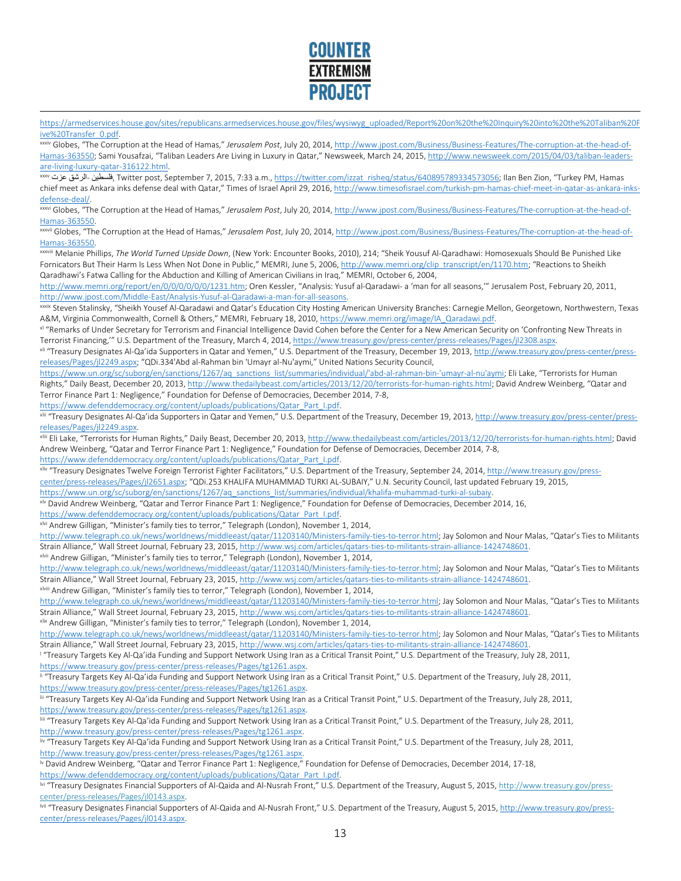https://armedservices.house.gov/sites/republicans.armedservices.house.gov/files/wysiwyg_uploaded/Report%20on%20the%20Inquiry%20into%20the%20Taliban%20Five%20Transfer_0.pdf.

[xxxiv] Globes, "The Corruption at the Head of Hamas," *Jerusalem Post*, July 20, 2014, http://www.jpost.com/Business/Business-Features/The-corruption-at-the-head-of-Hamas-363550; Sami Yousafzai, "Taliban Leaders Are Living in Luxury in Qatar," Newsweek, March 24, 2015, http://www.newsweek.com/2015/04/03/taliban-leaders-are-living-luxury-qatar-316122.html.

[xxxv] فلسطين -الرشق عزت, Twitter post, September 7, 2015, 7:33 a.m., https://twitter.com/izzat_risheq/status/640895789334573056; Ilan Ben Zion, "Turkey PM, Hamas chief meet as Ankara inks defense deal with Qatar," Times of Israel April 29, 2016, http://www.timesofisrael.com/turkish-pm-hamas-chief-meet-in-qatar-as-ankara-inks-defense-deal/.

[xxxvi] Globes, "The Corruption at the Head of Hamas," *Jerusalem Post*, July 20, 2014, http://www.jpost.com/Business/Business-Features/The-corruption-at-the-head-of-Hamas-363550.

[xxxvii] Globes, "The Corruption at the Head of Hamas," *Jerusalem Post*, July 20, 2014, http://www.jpost.com/Business/Business-Features/The-corruption-at-the-head-of-Hamas-363550.

[xxxviii] Melanie Phillips, *The World Turned Upside Down*, (New York: Encounter Books, 2010), 214; "Sheik Yousuf Al-Qaradhawi: Homosexuals Should Be Punished Like Fornicators But Their Harm Is Less When Not Done in Public," MEMRI, June 5, 2006, http://www.memri.org/clip_transcript/en/1170.htm; "Reactions to Sheikh Qaradhawi's Fatwa Calling for the Abduction and Killing of American Civilians in Iraq," MEMRI, October 6, 2004, http://www.memri.org/report/en/0/0/0/0/0/0/1231.htm; Oren Kessler, "Analysis: Yusuf al-Qaradawi- a 'man for all seasons,'" Jerusalem Post, February 20, 2011, http://www.jpost.com/Middle-East/Analysis-Yusuf-al-Qaradawi-a-man-for-all-seasons.

[xxxix] Steven Stalinsky, "Sheikh Yousef Al-Qaradawi and Qatar's Education City Hosting American University Branches: Carnegie Mellon, Georgetown, Northwestern, Texas A&M, Virginia Commonwealth, Cornell & Others," MEMRI, February 18, 2010, https://www.memri.org/image/IA_Qaradawi.pdf.

[xl] "Remarks of Under Secretary for Terrorism and Financial Intelligence David Cohen before the Center for a New American Security on 'Confronting New Threats in Terrorist Financing,'" U.S. Department of the Treasury, March 4, 2014, https://www.treasury.gov/press-center/press-releases/Pages/jl2308.aspx.

[xli] "Treasury Designates Al-Qa'ida Supporters in Qatar and Yemen," U.S. Department of the Treasury, December 19, 2013, http://www.treasury.gov/press-center/press-releases/Pages/jl2249.aspx; "QDi.334'Abd al-Rahman bin 'Umayr al-Nu'aymi," United Nations Security Council, https://www.un.org/sc/suborg/en/sanctions/1267/aq_sanctions_list/summaries/individual/'abd-al-rahman-bin-'umayr-al-nu'aymi; Eli Lake, "Terrorists for Human Rights," Daily Beast, December 20, 2013, http://www.thedailybeast.com/articles/2013/12/20/terrorists-for-human-rights.html; David Andrew Weinberg, "Qatar and Terror Finance Part 1: Negligence," Foundation for Defense of Democracies, December 2014, 7-8, https://www.defenddemocracy.org/content/uploads/publications/Qatar_Part_I.pdf.

[xlii] "Treasury Designates Al-Qa'ida Supporters in Qatar and Yemen," U.S. Department of the Treasury, December 19, 2013, http://www.treasury.gov/press-center/press-releases/Pages/jl2249.aspx.

[xliii] Eli Lake, "Terrorists for Human Rights," Daily Beast, December 20, 2013, http://www.thedailybeast.com/articles/2013/12/20/terrorists-for-human-rights.html; David Andrew Weinberg, "Qatar and Terror Finance Part 1: Negligence," Foundation for Defense of Democracies, December 2014, 7-8, https://www.defenddemocracy.org/content/uploads/publications/Qatar_Part_I.pdf.

[xliv] "Treasury Designates Twelve Foreign Terrorist Fighter Facilitators," U.S. Department of the Treasury, September 24, 2014, http://www.treasury.gov/press-center/press-releases/Pages/jl2651.aspx; "QDi.253 KHALIFA MUHAMMAD TURKI AL-SUBAIY," U.N. Security Council, last updated February 19, 2015, https://www.un.org/sc/suborg/en/sanctions/1267/aq_sanctions_list/summaries/individual/khalifa-muhammad-turki-al-subaiy.

[xlv] David Andrew Weinberg, "Qatar and Terror Finance Part 1: Negligence," Foundation for Defense of Democracies, December 2014, 16, https://www.defenddemocracy.org/content/uploads/publications/Qatar_Part_I.pdf.

[xlvi] Andrew Gilligan, "Minister's family ties to terror," Telegraph (London), November 1, 2014, http://www.telegraph.co.uk/news/worldnews/middleeast/qatar/11203140/Ministers-family-ties-to-terror.html; Jay Solomon and Nour Malas, "Qatar's Ties to Militants Strain Alliance," Wall Street Journal, February 23, 2015, http://www.wsj.com/articles/qatars-ties-to-militants-strain-alliance-1424748601.

[xlvii] Andrew Gilligan, "Minister's family ties to terror," Telegraph (London), November 1, 2014, http://www.telegraph.co.uk/news/worldnews/middleeast/qatar/11203140/Ministers-family-ties-to-terror.html; Jay Solomon and Nour Malas, "Qatar's Ties to Militants Strain Alliance," Wall Street Journal, February 23, 2015, http://www.wsj.com/articles/qatars-ties-to-militants-strain-alliance-1424748601.

[xlviii] Andrew Gilligan, "Minister's family ties to terror," Telegraph (London), November 1, 2014, http://www.telegraph.co.uk/news/worldnews/middleeast/qatar/11203140/Ministers-family-ties-to-terror.html; Jay Solomon and Nour Malas, "Qatar's Ties to Militants Strain Alliance," Wall Street Journal, February 23, 2015, http://www.wsj.com/articles/qatars-ties-to-militants-strain-alliance-1424748601.

[xlix] Andrew Gilligan, "Minister's family ties to terror," Telegraph (London), November 1, 2014, http://www.telegraph.co.uk/news/worldnews/middleeast/qatar/11203140/Ministers-family-ties-to-terror.html; Jay Solomon and Nour Malas, "Qatar's Ties to Militants Strain Alliance," Wall Street Journal, February 23, 2015, http://www.wsj.com/articles/qatars-ties-to-militants-strain-alliance-1424748601.

[l] "Treasury Targets Key Al-Qa'ida Funding and Support Network Using Iran as a Critical Transit Point," U.S. Department of the Treasury, July 28, 2011, https://www.treasury.gov/press-center/press-releases/Pages/tg1261.aspx.

[li] "Treasury Targets Key Al-Qa'ida Funding and Support Network Using Iran as a Critical Transit Point," U.S. Department of the Treasury, July 28, 2011, https://www.treasury.gov/press-center/press-releases/Pages/tg1261.aspx.

[lii] "Treasury Targets Key Al-Qa'ida Funding and Support Network Using Iran as a Critical Transit Point," U.S. Department of the Treasury, July 28, 2011, https://www.treasury.gov/press-center/press-releases/Pages/tg1261.aspx.

[liii] "Treasury Targets Key Al-Qa'ida Funding and Support Network Using Iran as a Critical Transit Point," U.S. Department of the Treasury, July 28, 2011, http://www.treasury.gov/press-center/press-releases/Pages/tg1261.aspx.

[liv] "Treasury Targets Key Al-Qa'ida Funding and Support Network Using Iran as a Critical Transit Point," U.S. Department of the Treasury, July 28, 2011, http://www.treasury.gov/press-center/press-releases/Pages/tg1261.aspx.

[lv] David Andrew Weinberg, "Qatar and Terror Finance Part 1: Negligence," Foundation for Defense of Democracies, December 2014, 17-18, https://www.defenddemocracy.org/content/uploads/publications/Qatar_Part_I.pdf.

[lvi] "Treasury Designates Financial Supporters of Al-Qaida and Al-Nusrah Front," U.S. Department of the Treasury, August 5, 2015, http://www.treasury.gov/press-center/press-releases/Pages/jl0143.aspx.

[lvii] "Treasury Designates Financial Supporters of Al-Qaida and Al-Nusrah Front," U.S. Department of the Treasury, August 5, 2015, http://www.treasury.gov/press-center/press-releases/Pages/jl0143.aspx.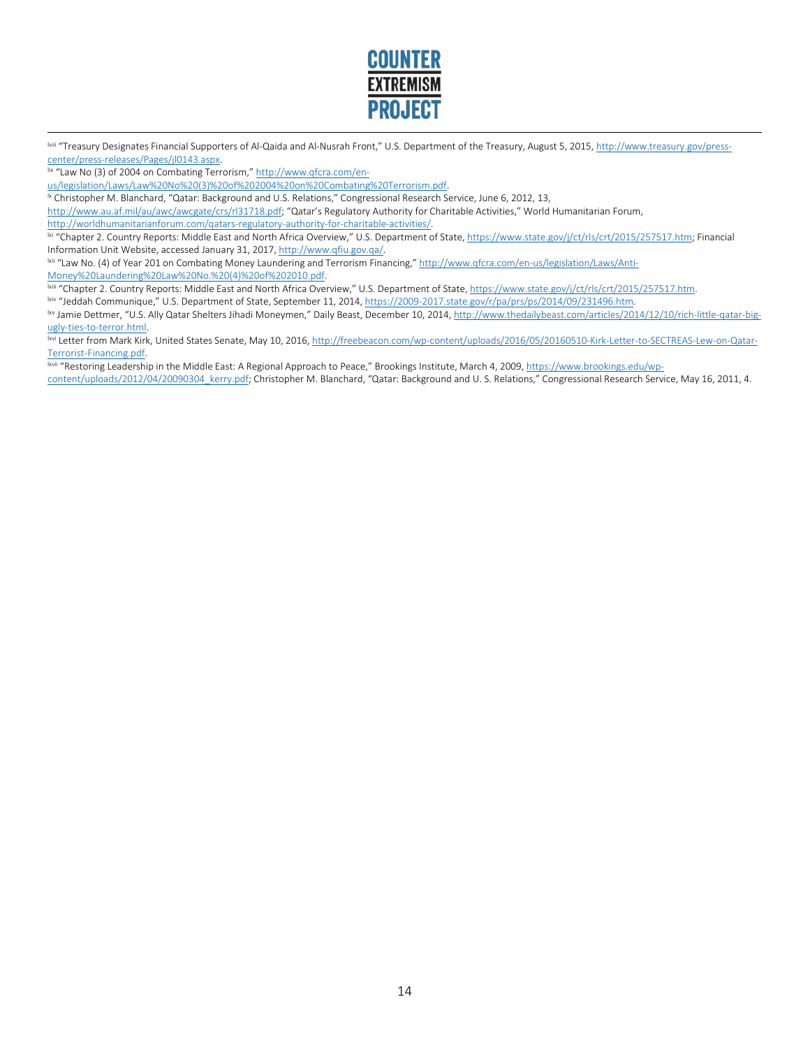[lviii] "Treasury Designates Financial Supporters of Al-Qaida and Al-Nusrah Front," U.S. Department of the Treasury, August 5, 2015, http://www.treasury.gov/press-center/press-releases/Pages/jl0143.aspx.

[lix] "Law No (3) of 2004 on Combating Terrorism," http://www.qfcra.com/en-us/legislation/Laws/Law%20No%20(3)%20of%202004%20on%20Combating%20Terrorism.pdf.

[lx] Christopher M. Blanchard, "Qatar: Background and U.S. Relations," Congressional Research Service, June 6, 2012, 13, http://www.au.af.mil/au/awc/awcgate/crs/rl31718.pdf; "Qatar's Regulatory Authority for Charitable Activities," World Humanitarian Forum, http://worldhumanitarianforum.com/qatars-regulatory-authority-for-charitable-activities/.

[lxi] "Chapter 2. Country Reports: Middle East and North Africa Overview," U.S. Department of State, https://www.state.gov/j/ct/rls/crt/2015/257517.htm; Financial Information Unit Website, accessed January 31, 2017, http://www.qfiu.gov.qa/.

[lxii] "Law No. (4) of Year 201 on Combating Money Laundering and Terrorism Financing," http://www.qfcra.com/en-us/legislation/Laws/Anti-Money%20Laundering%20Law%20No.%20(4)%20of%202010.pdf.

[lxiii] "Chapter 2. Country Reports: Middle East and North Africa Overview," U.S. Department of State, https://www.state.gov/j/ct/rls/crt/2015/257517.htm.

[lxiv] "Jeddah Communique," U.S. Department of State, September 11, 2014, https://2009-2017.state.gov/r/pa/prs/ps/2014/09/231496.htm.

[lxv] Jamie Dettmer, "U.S. Ally Qatar Shelters Jihadi Moneymen," Daily Beast, December 10, 2014, http://www.thedailybeast.com/articles/2014/12/10/rich-little-qatar-big-ugly-ties-to-terror.html.

[lxvi] Letter from Mark Kirk, United States Senate, May 10, 2016, http://freebeacon.com/wp-content/uploads/2016/05/20160510-Kirk-Letter-to-SECTREAS-Lew-on-Qatar-Terrorist-Financing.pdf.

[lxvii] "Restoring Leadership in the Middle East: A Regional Approach to Peace," Brookings Institute, March 4, 2009, https://www.brookings.edu/wp-content/uploads/2012/04/20090304_kerry.pdf; Christopher M. Blanchard, "Qatar: Background and U. S. Relations," Congressional Research Service, May 16, 2011, 4.